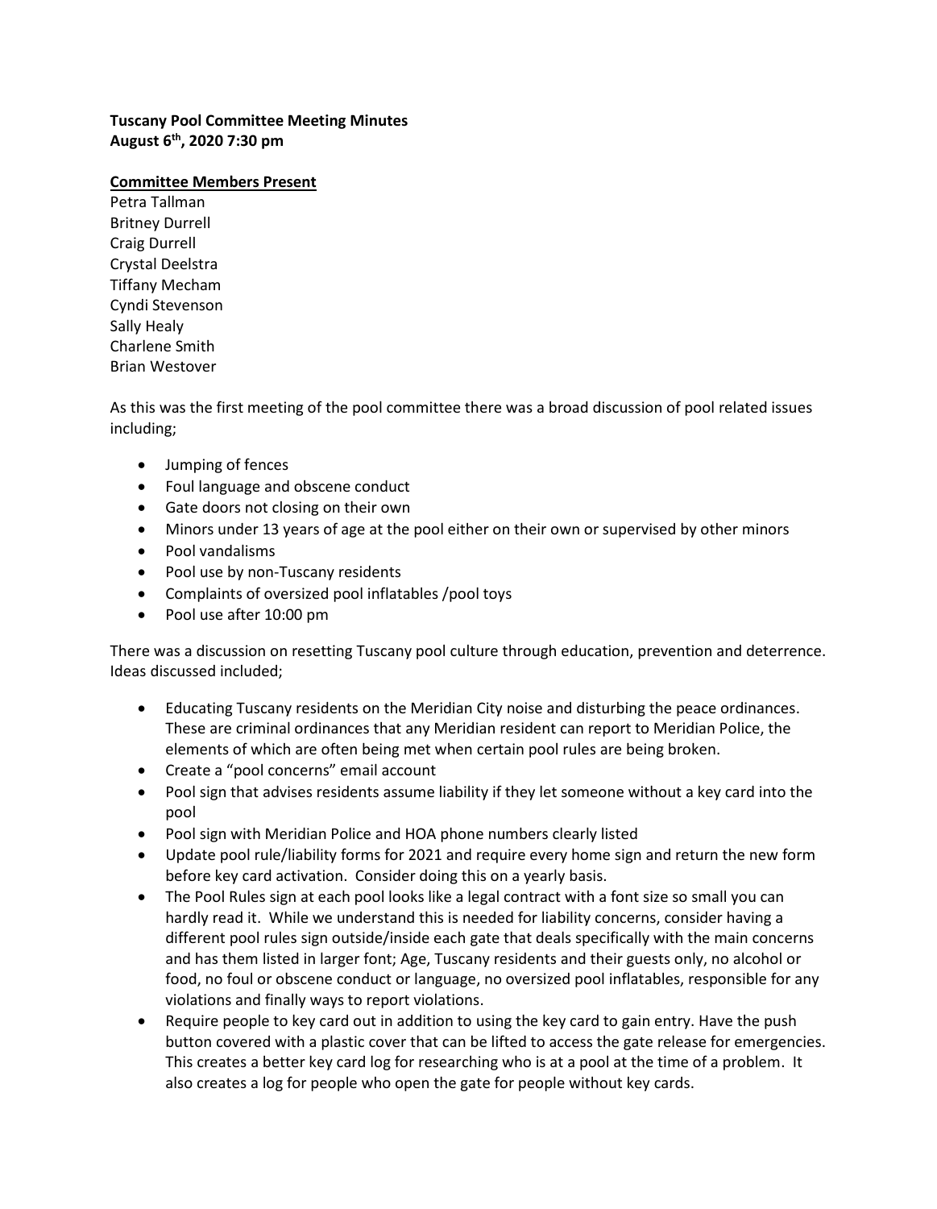**Tuscany Pool Committee Meeting Minutes**
**August 6th, 2020 7:30 pm**

**Committee Members Present**

Petra Tallman
Britney Durrell
Craig Durrell
Crystal Deelstra
Tiffany Mecham
Cyndi Stevenson
Sally Healy
Charlene Smith
Brian Westover

As this was the first meeting of the pool committee there was a broad discussion of pool related issues including;

- Jumping of fences
- Foul language and obscene conduct
- Gate doors not closing on their own
- Minors under 13 years of age at the pool either on their own or supervised by other minors
- Pool vandalisms
- Pool use by non-Tuscany residents
- Complaints of oversized pool inflatables /pool toys
- Pool use after 10:00 pm

There was a discussion on resetting Tuscany pool culture through education, prevention and deterrence. Ideas discussed included;

- Educating Tuscany residents on the Meridian City noise and disturbing the peace ordinances. These are criminal ordinances that any Meridian resident can report to Meridian Police, the elements of which are often being met when certain pool rules are being broken.
- Create a "pool concerns" email account
- Pool sign that advises residents assume liability if they let someone without a key card into the pool
- Pool sign with Meridian Police and HOA phone numbers clearly listed
- Update pool rule/liability forms for 2021 and require every home sign and return the new form before key card activation. Consider doing this on a yearly basis.
- The Pool Rules sign at each pool looks like a legal contract with a font size so small you can hardly read it. While we understand this is needed for liability concerns, consider having a different pool rules sign outside/inside each gate that deals specifically with the main concerns and has them listed in larger font; Age, Tuscany residents and their guests only, no alcohol or food, no foul or obscene conduct or language, no oversized pool inflatables, responsible for any violations and finally ways to report violations.
- Require people to key card out in addition to using the key card to gain entry. Have the push button covered with a plastic cover that can be lifted to access the gate release for emergencies. This creates a better key card log for researching who is at a pool at the time of a problem. It also creates a log for people who open the gate for people without key cards.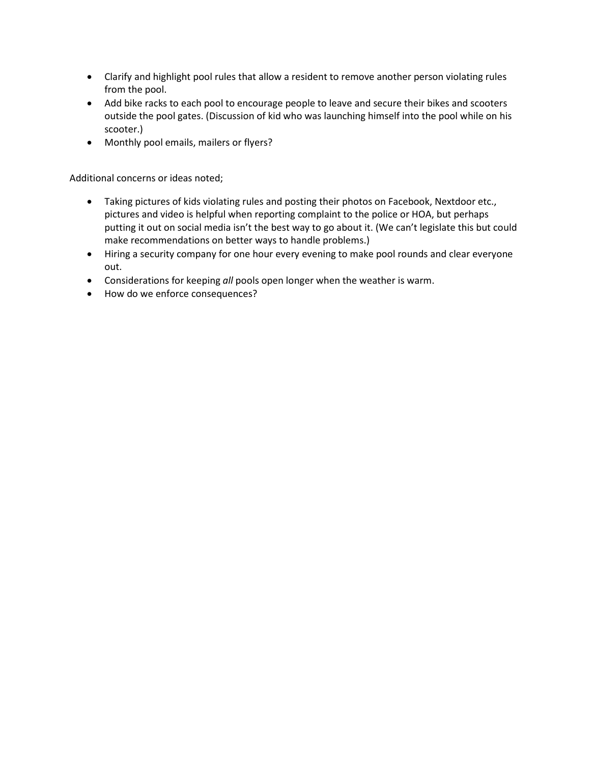- Clarify and highlight pool rules that allow a resident to remove another person violating rules from the pool.
- Add bike racks to each pool to encourage people to leave and secure their bikes and scooters outside the pool gates. (Discussion of kid who was launching himself into the pool while on his scooter.)
- Monthly pool emails, mailers or flyers?

Additional concerns or ideas noted;

- Taking pictures of kids violating rules and posting their photos on Facebook, Nextdoor etc., pictures and video is helpful when reporting complaint to the police or HOA, but perhaps putting it out on social media isn't the best way to go about it. (We can't legislate this but could make recommendations on better ways to handle problems.)
- Hiring a security company for one hour every evening to make pool rounds and clear everyone out.
- Considerations for keeping *all* pools open longer when the weather is warm.
- How do we enforce consequences?